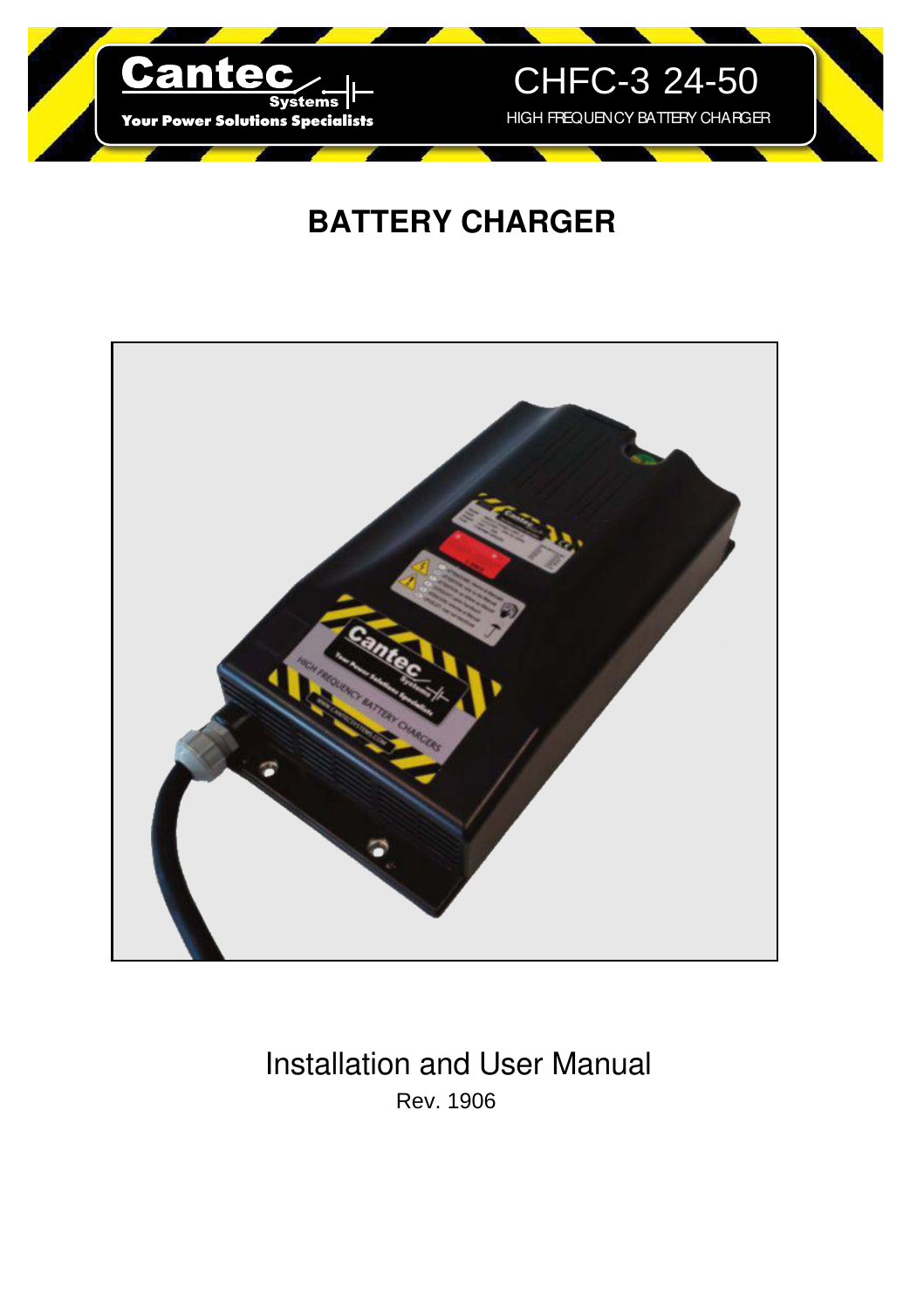Cantec Systems

Your Power Solutions Specialists

CHFC-3 24-50

HIGH FREQUENCY BATTERY CHARGER

# BATTERY CHARGER

Installation and User Manual

Rev. 1906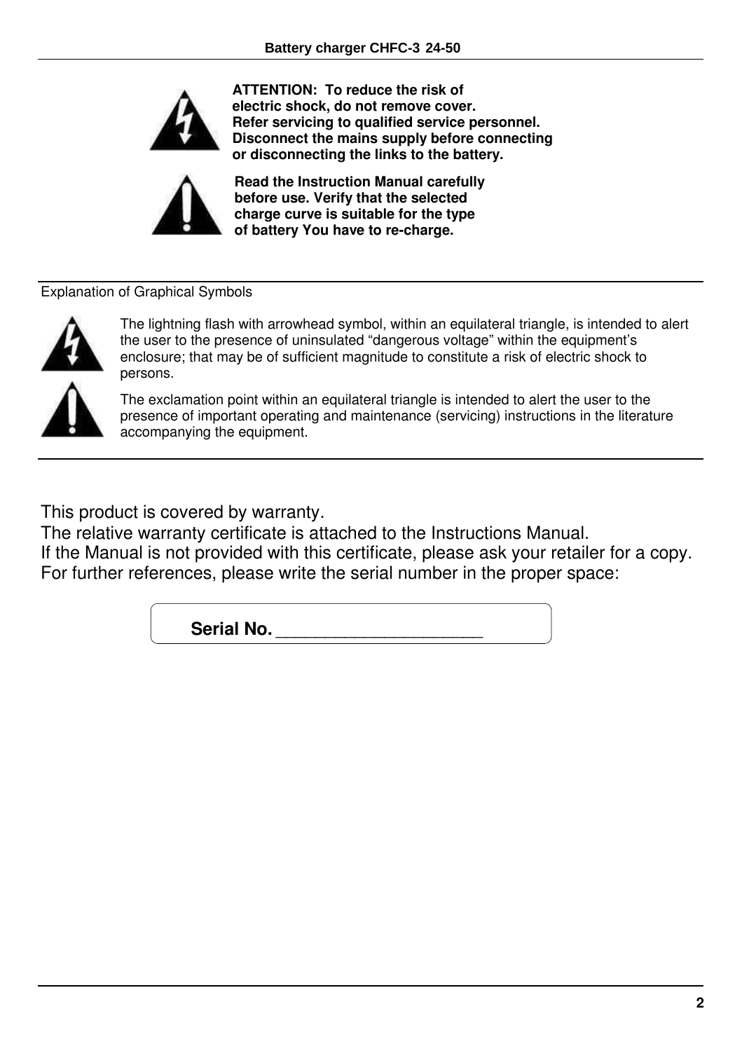**ATTENTION: To reduce the risk of electric shock, do not remove cover. Refer servicing to qualified service personnel. Disconnect the mains supply before connecting or disconnecting the links to the battery.**

**Read the Instruction Manual carefully before use. Verify that the selected charge curve is suitable for the type of battery You have to re-charge.**

Explanation of Graphical Symbols

The lightning flash with arrowhead symbol, within an equilateral triangle, is intended to alert the user to the presence of uninsulated "dangerous voltage" within the equipment's enclosure; that may be of sufficient magnitude to constitute a risk of electric shock to persons.

The exclamation point within an equilateral triangle is intended to alert the user to the presence of important operating and maintenance (servicing) instructions in the literature accompanying the equipment.

This product is covered by warranty.
The relative warranty certificate is attached to the Instructions Manual.
If the Manual is not provided with this certificate, please ask your retailer for a copy.
For further references, please write the serial number in the proper space:

**Serial No. ______________________**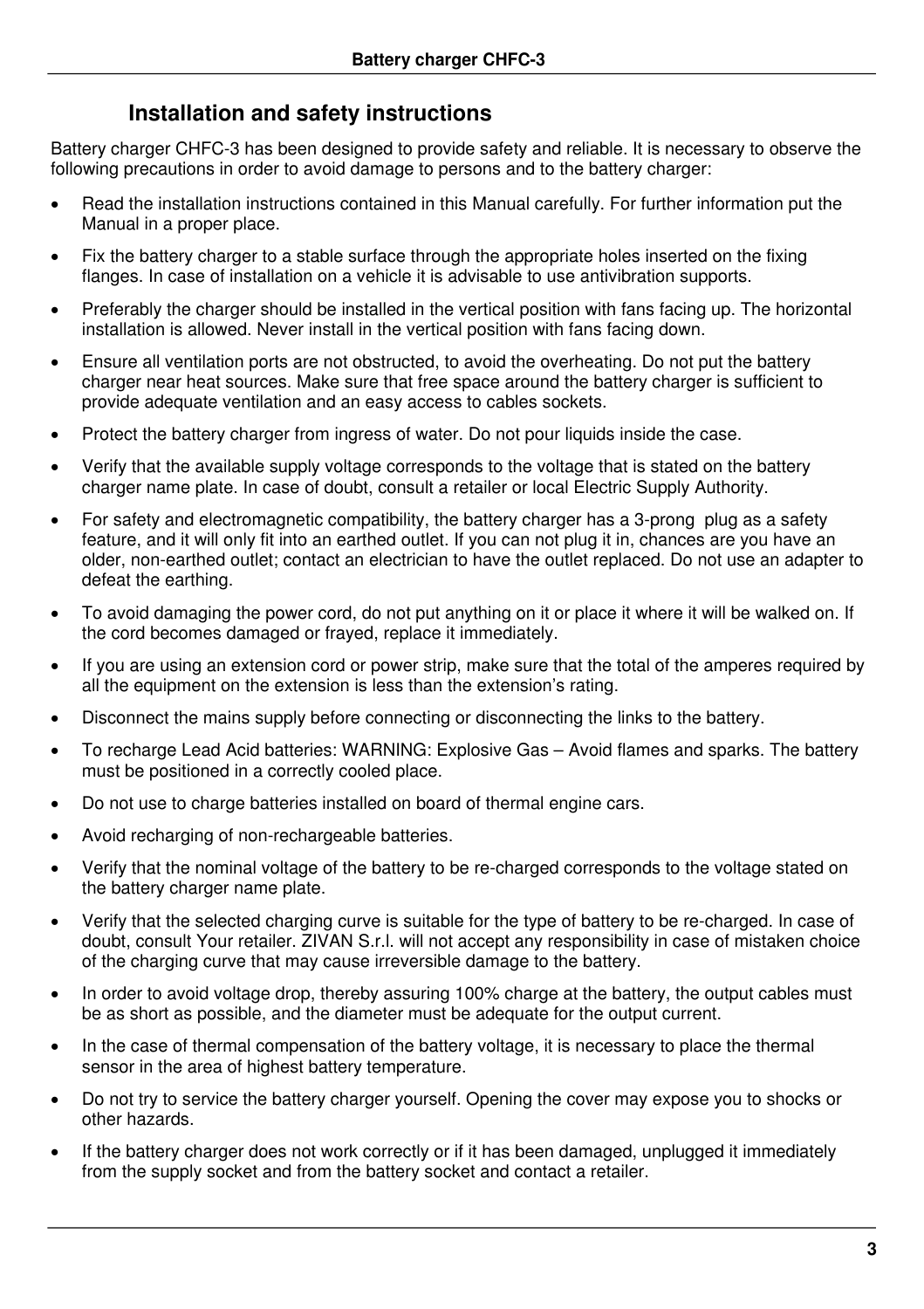## Installation and safety instructions

Battery charger CHFC-3 has been designed to provide safety and reliable. It is necessary to observe the following precautions in order to avoid damage to persons and to the battery charger:

- Read the installation instructions contained in this Manual carefully. For further information put the Manual in a proper place.
- Fix the battery charger to a stable surface through the appropriate holes inserted on the fixing flanges. In case of installation on a vehicle it is advisable to use antivibration supports.
- Preferably the charger should be installed in the vertical position with fans facing up. The horizontal installation is allowed. Never install in the vertical position with fans facing down.
- Ensure all ventilation ports are not obstructed, to avoid the overheating. Do not put the battery charger near heat sources. Make sure that free space around the battery charger is sufficient to provide adequate ventilation and an easy access to cables sockets.
- Protect the battery charger from ingress of water. Do not pour liquids inside the case.
- Verify that the available supply voltage corresponds to the voltage that is stated on the battery charger name plate. In case of doubt, consult a retailer or local Electric Supply Authority.
- For safety and electromagnetic compatibility, the battery charger has a 3-prong plug as a safety feature, and it will only fit into an earthed outlet. If you can not plug it in, chances are you have an older, non-earthed outlet; contact an electrician to have the outlet replaced. Do not use an adapter to defeat the earthing.
- To avoid damaging the power cord, do not put anything on it or place it where it will be walked on. If the cord becomes damaged or frayed, replace it immediately.
- If you are using an extension cord or power strip, make sure that the total of the amperes required by all the equipment on the extension is less than the extension's rating.
- Disconnect the mains supply before connecting or disconnecting the links to the battery.
- To recharge Lead Acid batteries: WARNING: Explosive Gas – Avoid flames and sparks. The battery must be positioned in a correctly cooled place.
- Do not use to charge batteries installed on board of thermal engine cars.
- Avoid recharging of non-rechargeable batteries.
- Verify that the nominal voltage of the battery to be re-charged corresponds to the voltage stated on the battery charger name plate.
- Verify that the selected charging curve is suitable for the type of battery to be re-charged. In case of doubt, consult Your retailer. ZIVAN S.r.l. will not accept any responsibility in case of mistaken choice of the charging curve that may cause irreversible damage to the battery.
- In order to avoid voltage drop, thereby assuring 100% charge at the battery, the output cables must be as short as possible, and the diameter must be adequate for the output current.
- In the case of thermal compensation of the battery voltage, it is necessary to place the thermal sensor in the area of highest battery temperature.
- Do not try to service the battery charger yourself. Opening the cover may expose you to shocks or other hazards.
- If the battery charger does not work correctly or if it has been damaged, unplugged it immediately from the supply socket and from the battery socket and contact a retailer.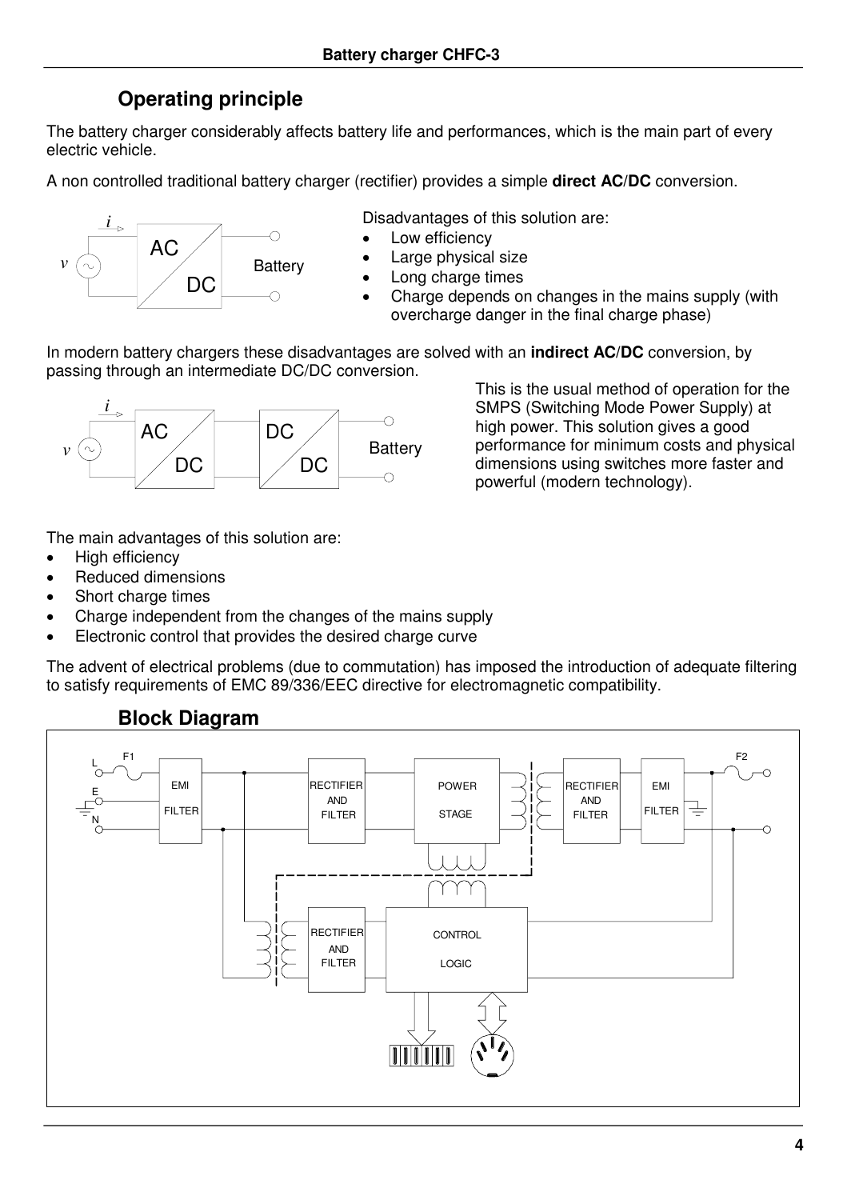## Operating principle

The battery charger considerably affects battery life and performances, which is the main part of every electric vehicle.

A non controlled traditional battery charger (rectifier) provides a simple **direct AC/DC** conversion.

$i$

$v$

AC

DC

Battery

Disadvantages of this solution are:

- Low efficiency
- Large physical size
- Long charge times
- Charge depends on changes in the mains supply (with overcharge danger in the final charge phase)

In modern battery chargers these disadvantages are solved with an **indirect AC/DC** conversion, by passing through an intermediate DC/DC conversion.

$i$

$v$

AC

DC

DC

DC

Battery

This is the usual method of operation for the SMPS (Switching Mode Power Supply) at high power. This solution gives a good performance for minimum costs and physical dimensions using switches more faster and powerful (modern technology).

The main advantages of this solution are:

- High efficiency
- Reduced dimensions
- Short charge times
- Charge independent from the changes of the mains supply
- Electronic control that provides the desired charge curve

The advent of electrical problems (due to commutation) has imposed the introduction of adequate filtering to satisfy requirements of EMC 89/336/EEC directive for electromagnetic compatibility.

## Block Diagram

L

E

N

F1

F2

EMI FILTER

RECTIFIER AND FILTER

POWER STAGE

RECTIFIER AND FILTER

EMI FILTER

RECTIFIER AND FILTER

CONTROL LOGIC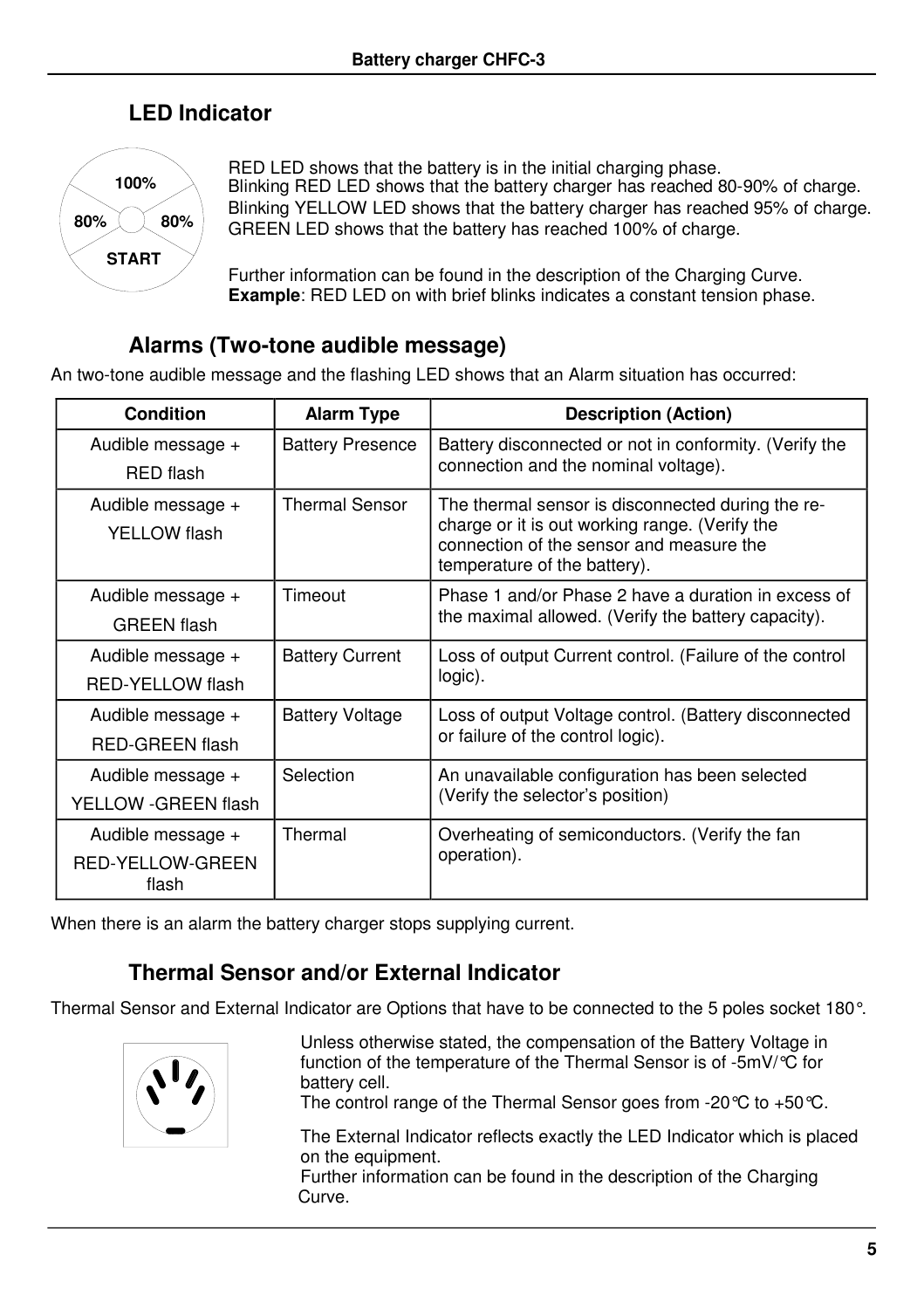## LED Indicator

100%

80% 80%

START

RED LED shows that the battery is in the initial charging phase.
Blinking RED LED shows that the battery charger has reached 80-90% of charge.
Blinking YELLOW LED shows that the battery charger has reached 95% of charge.
GREEN LED shows that the battery has reached 100% of charge.

Further information can be found in the description of the Charging Curve.
**Example**: RED LED on with brief blinks indicates a constant tension phase.

## Alarms (Two-tone audible message)

An two-tone audible message and the flashing LED shows that an Alarm situation has occurred:

| Condition | Alarm Type | Description (Action) |
|---|---|---|
| Audible message + RED flash | Battery Presence | Battery disconnected or not in conformity. (Verify the connection and the nominal voltage). |
| Audible message + YELLOW flash | Thermal Sensor | The thermal sensor is disconnected during the re-charge or it is out working range. (Verify the connection of the sensor and measure the temperature of the battery). |
| Audible message + GREEN flash | Timeout | Phase 1 and/or Phase 2 have a duration in excess of the maximal allowed. (Verify the battery capacity). |
| Audible message + RED-YELLOW flash | Battery Current | Loss of output Current control. (Failure of the control logic). |
| Audible message + RED-GREEN flash | Battery Voltage | Loss of output Voltage control. (Battery disconnected or failure of the control logic). |
| Audible message + YELLOW -GREEN flash | Selection | An unavailable configuration has been selected (Verify the selector's position) |
| Audible message + RED-YELLOW-GREEN flash | Thermal | Overheating of semiconductors. (Verify the fan operation). |

When there is an alarm the battery charger stops supplying current.

## Thermal Sensor and/or External Indicator

Thermal Sensor and External Indicator are Options that have to be connected to the 5 poles socket 180°.

Unless otherwise stated, the compensation of the Battery Voltage in function of the temperature of the Thermal Sensor is of -5mV/°C for battery cell.
The control range of the Thermal Sensor goes from -20°C to +50°C.

The External Indicator reflects exactly the LED Indicator which is placed on the equipment.
Further information can be found in the description of the Charging Curve.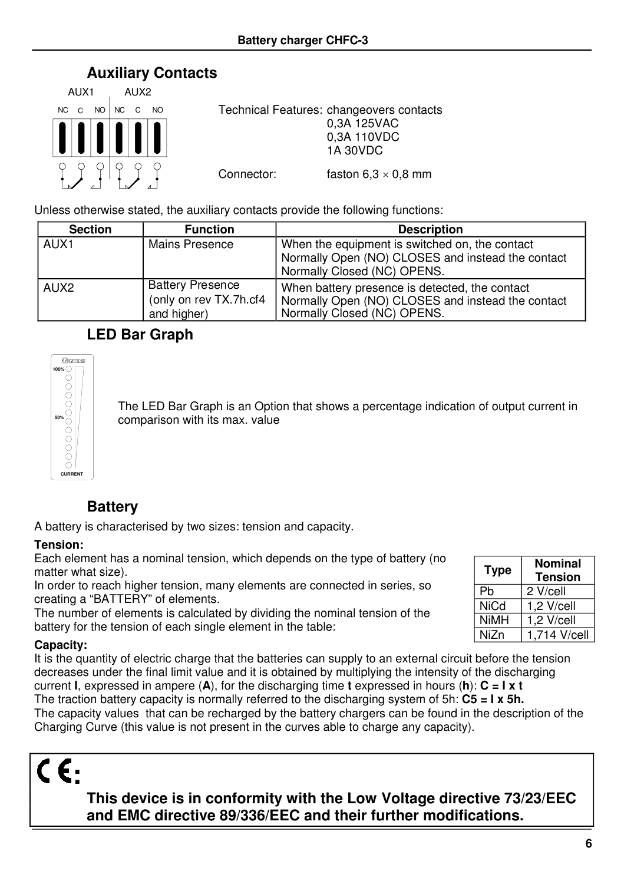## Auxiliary Contacts

AUX1 AUX2

NC C NO NC C NO

Technical Features: changeovers contacts
0,3A 125VAC
0,3A 110VDC
1A 30VDC

Connector: faston 6,3 × 0,8 mm

Unless otherwise stated, the auxiliary contacts provide the following functions:

| Section | Function | Description |
|---|---|---|
| AUX1 | Mains Presence | When the equipment is switched on, the contact Normally Open (NO) CLOSES and instead the contact Normally Closed (NC) OPENS. |
| AUX2 | Battery Presence (only on rev TX.7h.cf4 and higher) | When battery presence is detected, the contact Normally Open (NO) CLOSES and instead the contact Normally Closed (NC) OPENS. |

## LED Bar Graph

100%

50%

CURRENT

The LED Bar Graph is an Option that shows a percentage indication of output current in comparison with its max. value

## Battery

A battery is characterised by two sizes: tension and capacity.

**Tension:**

Each element has a nominal tension, which depends on the type of battery (no matter what size).

In order to reach higher tension, many elements are connected in series, so creating a "BATTERY" of elements.

The number of elements is calculated by dividing the nominal tension of the battery for the tension of each single element in the table:

| Type | Nominal Tension |
|---|---|
| Pb | 2 V/cell |
| NiCd | 1,2 V/cell |
| NiMH | 1,2 V/cell |
| NiZn | 1,714 V/cell |

**Capacity:**

It is the quantity of electric charge that the batteries can supply to an external circuit before the tension decreases under the final limit value and it is obtained by multiplying the intensity of the discharging current **I**, expressed in ampere (**A**), for the discharging time **t** expressed in hours (**h**): **C = I x t**

The traction battery capacity is normally referred to the discharging system of 5h: **C5 = I x 5h.**

The capacity values that can be recharged by the battery chargers can be found in the description of the Charging Curve (this value is not present in the curves able to charge any capacity).

**CE:**

**This device is in conformity with the Low Voltage directive 73/23/EEC and EMC directive 89/336/EEC and their further modifications.**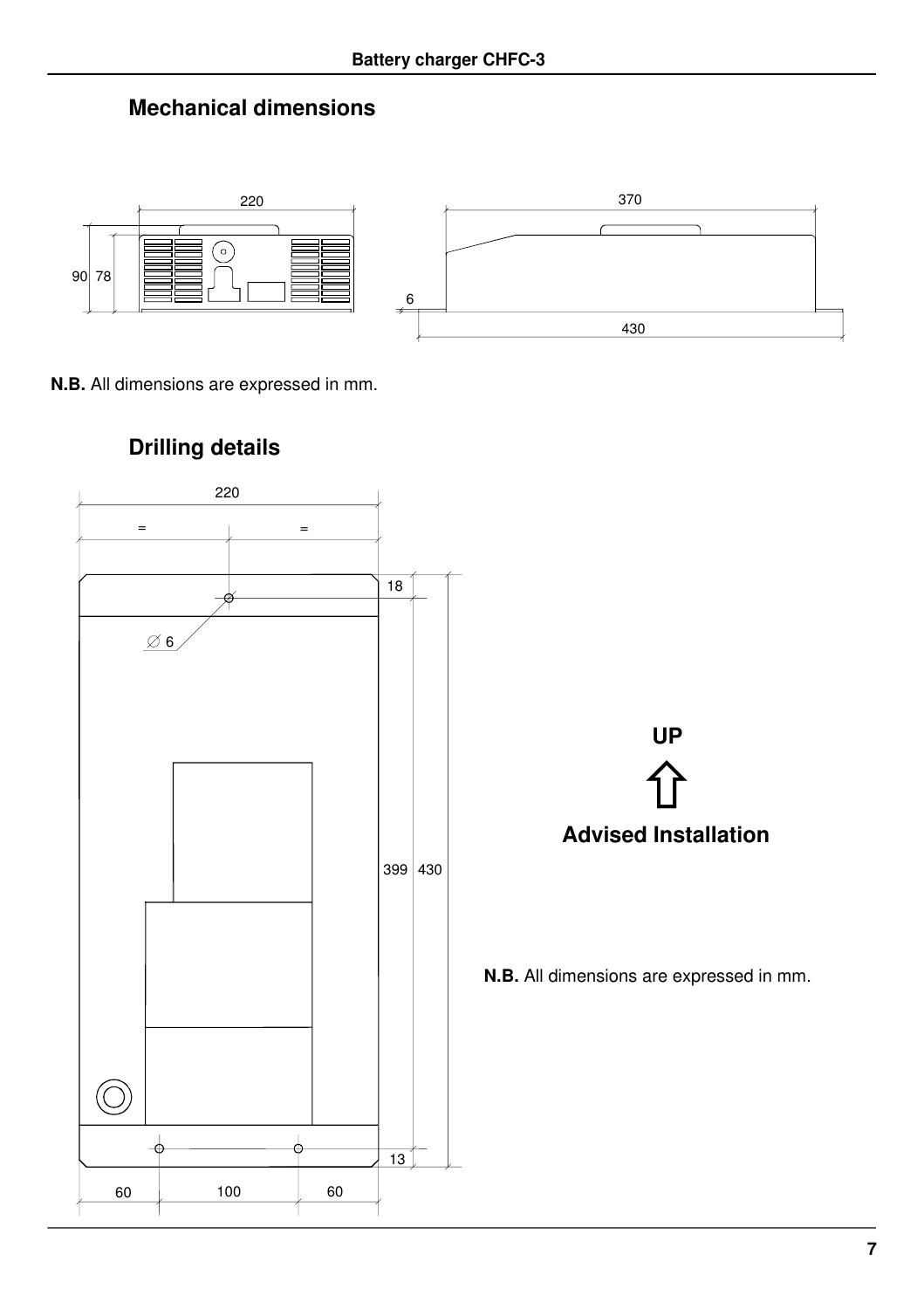## Mechanical dimensions

220

90 78

370

6

430

**N.B.** All dimensions are expressed in mm.

## Drilling details

220

= =

18

∅ 6

399 430

13

60 100 60

**UP**

**Advised Installation**

**N.B.** All dimensions are expressed in mm.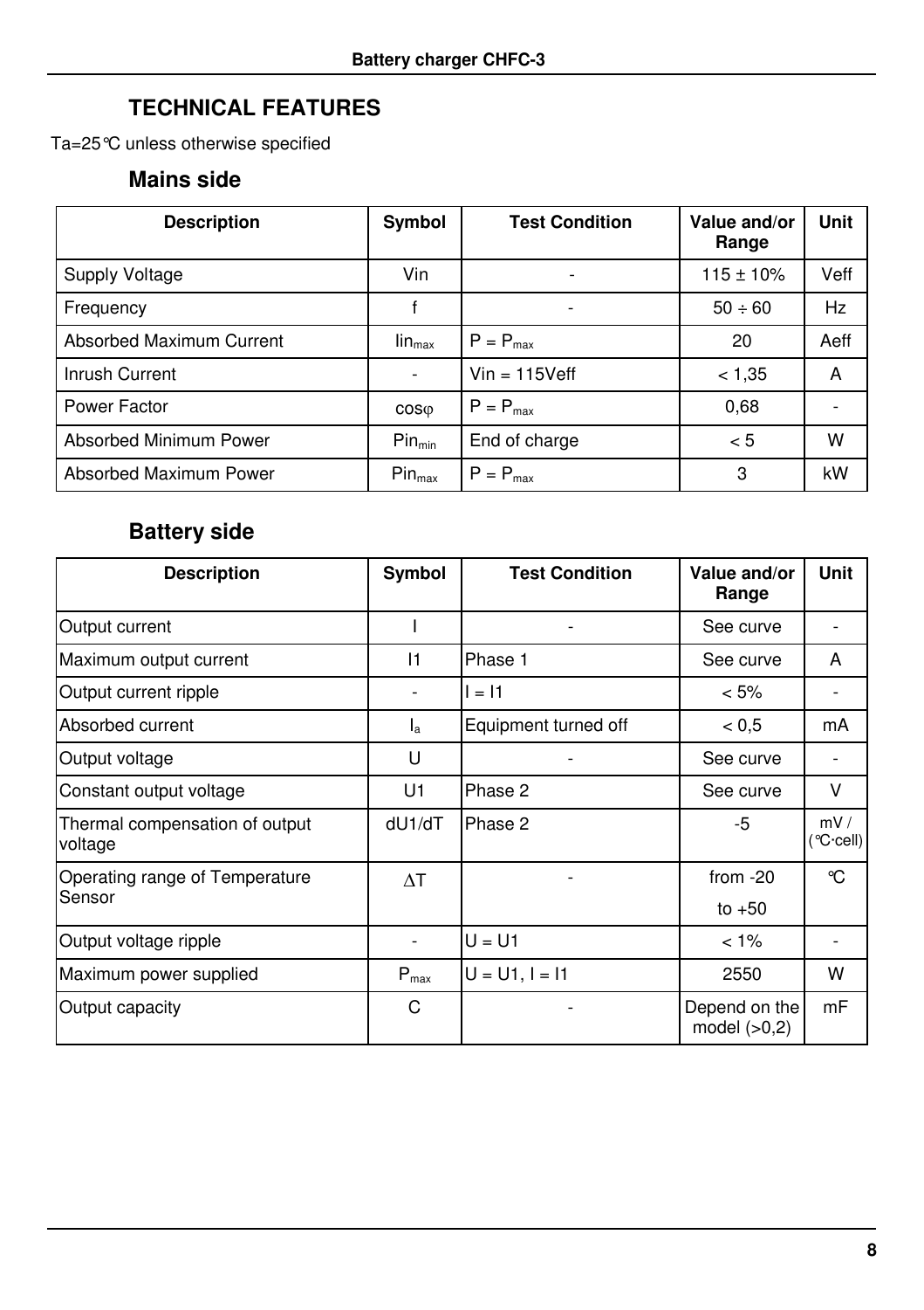## TECHNICAL FEATURES

Ta=25°C unless otherwise specified

### Mains side

| Description | Symbol | Test Condition | Value and/or Range | Unit |
|---|---|---|---|---|
| Supply Voltage | Vin | - | 115 ± 10% | Veff |
| Frequency | f | - | 50 ÷ 60 | Hz |
| Absorbed Maximum Current | $Iin_{max}$ | $P = P_{max}$ | 20 | Aeff |
| Inrush Current | - | Vin = 115Veff | < 1,35 | A |
| Power Factor | cosφ | $P = P_{max}$ | 0,68 | - |
| Absorbed Minimum Power | $Pin_{min}$ | End of charge | < 5 | W |
| Absorbed Maximum Power | $Pin_{max}$ | $P = P_{max}$ | 3 | kW |

### Battery side

| Description | Symbol | Test Condition | Value and/or Range | Unit |
|---|---|---|---|---|
| Output current | I | - | See curve | - |
| Maximum output current | I1 | Phase 1 | See curve | A |
| Output current ripple | - | I = I1 | < 5% | - |
| Absorbed current | $I_a$ | Equipment turned off | < 0,5 | mA |
| Output voltage | U | - | See curve | - |
| Constant output voltage | U1 | Phase 2 | See curve | V |
| Thermal compensation of output voltage | dU1/dT | Phase 2 | -5 | mV / (°C·cell) |
| Operating range of Temperature Sensor | ΔT | - | from -20 to +50 | °C |
| Output voltage ripple | - | U = U1 | < 1% | - |
| Maximum power supplied | $P_{max}$ | U = U1, I = I1 | 2550 | W |
| Output capacity | C | - | Depend on the model (>0,2) | mF |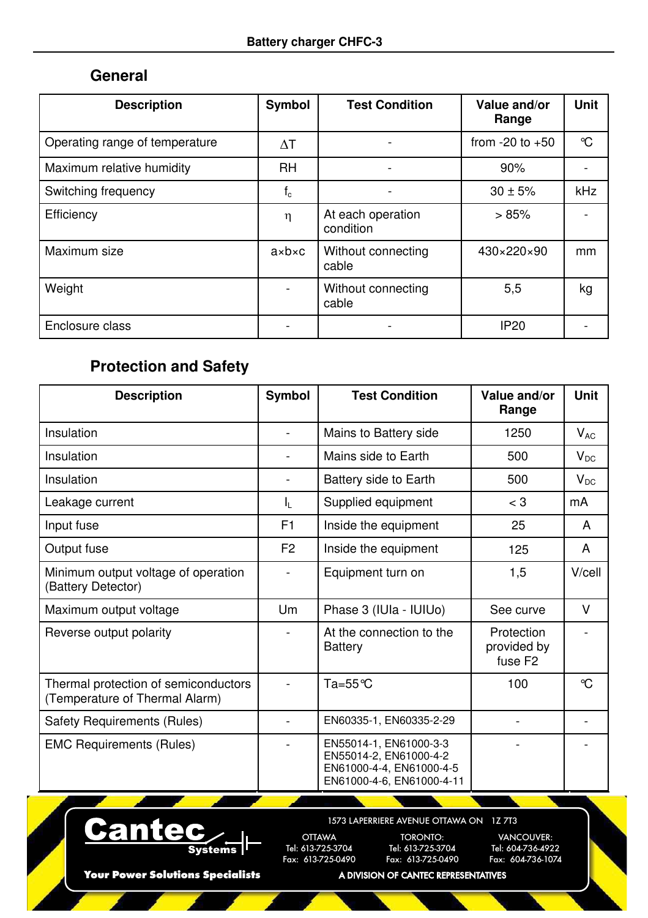## General

| Description | Symbol | Test Condition | Value and/or Range | Unit |
|---|---|---|---|---|
| Operating range of temperature | $\Delta T$ | - | from -20 to +50 | °C |
| Maximum relative humidity | RH | - | 90% | - |
| Switching frequency | $f_c$ | - | 30 ± 5% | kHz |
| Efficiency | $\eta$ | At each operation condition | > 85% | - |
| Maximum size | a×b×c | Without connecting cable | 430×220×90 | mm |
| Weight | - | Without connecting cable | 5,5 | kg |
| Enclosure class | - | - | IP20 | - |

## Protection and Safety

| Description | Symbol | Test Condition | Value and/or Range | Unit |
|---|---|---|---|---|
| Insulation | - | Mains to Battery side | 1250 | $V_{AC}$ |
| Insulation | - | Mains side to Earth | 500 | $V_{DC}$ |
| Insulation | - | Battery side to Earth | 500 | $V_{DC}$ |
| Leakage current | $I_L$ | Supplied equipment | < 3 | mA |
| Input fuse | F1 | Inside the equipment | 25 | A |
| Output fuse | F2 | Inside the equipment | 125 | A |
| Minimum output voltage of operation (Battery Detector) | - | Equipment turn on | 1,5 | V/cell |
| Maximum output voltage | Um | Phase 3 (IUIa - IUIUo) | See curve | V |
| Reverse output polarity | - | At the connection to the Battery | Protection provided by fuse F2 | - |
| Thermal protection of semiconductors (Temperature of Thermal Alarm) | - | Ta=55°C | 100 | °C |
| Safety Requirements (Rules) | - | EN60335-1, EN60335-2-29 | - | - |
| EMC Requirements (Rules) | - | EN55014-1, EN61000-3-3 EN55014-2, EN61000-4-2 EN61000-4-4, EN61000-4-5 EN61000-4-6, EN61000-4-11 | - | - |

Cantec Systems

Your Power Solutions Specialists

1573 LAPERRIERE AVENUE OTTAWA ON 1Z 7T3

OTTAWA
Tel: 613-725-3704
Fax: 613-725-0490

TORONTO:
Tel: 613-725-3704
Fax: 613-725-0490

VANCOUVER:
Tel: 604-736-4922
Fax: 604-736-1074

A DIVISION OF CANTEC REPRESENTATIVES